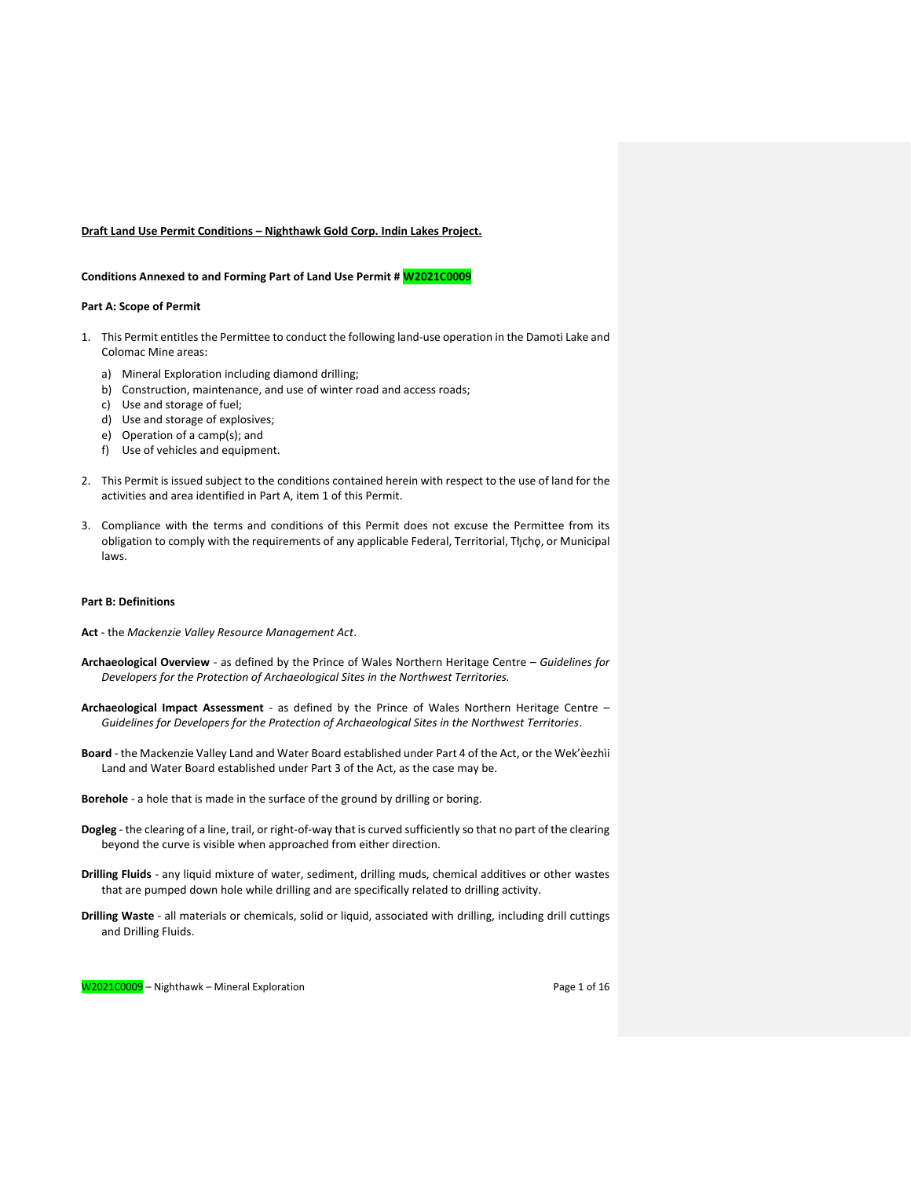**Draft Land Use Permit Conditions – Nighthawk Gold Corp. Indin Lakes Project.**

**Conditions Annexed to and Forming Part of Land Use Permit # W2021C0009**

**Part A: Scope of Permit**

1. This Permit entitles the Permittee to conduct the following land-use operation in the Damoti Lake and Colomac Mine areas:
   a) Mineral Exploration including diamond drilling;
   b) Construction, maintenance, and use of winter road and access roads;
   c) Use and storage of fuel;
   d) Use and storage of explosives;
   e) Operation of a camp(s); and
   f) Use of vehicles and equipment.

2. This Permit is issued subject to the conditions contained herein with respect to the use of land for the activities and area identified in Part A, item 1 of this Permit.

3. Compliance with the terms and conditions of this Permit does not excuse the Permittee from its obligation to comply with the requirements of any applicable Federal, Territorial, Tłı̨chǫ, or Municipal laws.

**Part B: Definitions**

**Act** - the *Mackenzie Valley Resource Management Act*.

**Archaeological Overview** - as defined by the Prince of Wales Northern Heritage Centre – *Guidelines for Developers for the Protection of Archaeological Sites in the Northwest Territories.*

**Archaeological Impact Assessment** - as defined by the Prince of Wales Northern Heritage Centre – *Guidelines for Developers for the Protection of Archaeological Sites in the Northwest Territories*.

**Board** - the Mackenzie Valley Land and Water Board established under Part 4 of the Act, or the Wek'èezhìi Land and Water Board established under Part 3 of the Act, as the case may be.

**Borehole** - a hole that is made in the surface of the ground by drilling or boring.

**Dogleg** - the clearing of a line, trail, or right-of-way that is curved sufficiently so that no part of the clearing beyond the curve is visible when approached from either direction.

**Drilling Fluids** - any liquid mixture of water, sediment, drilling muds, chemical additives or other wastes that are pumped down hole while drilling and are specifically related to drilling activity.

**Drilling Waste** - all materials or chemicals, solid or liquid, associated with drilling, including drill cuttings and Drilling Fluids.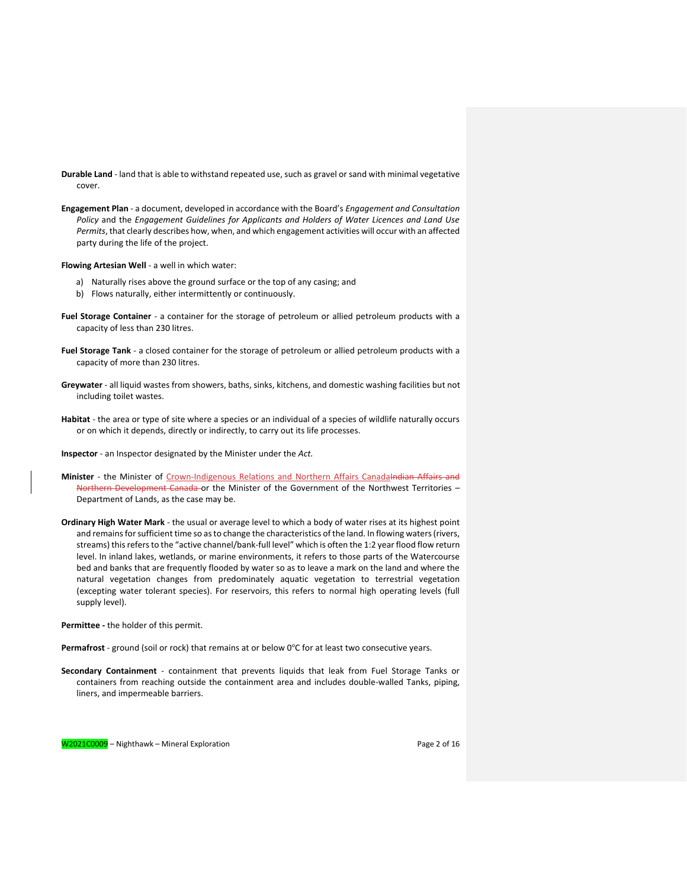**Durable Land** - land that is able to withstand repeated use, such as gravel or sand with minimal vegetative cover.

**Engagement Plan** - a document, developed in accordance with the Board's *Engagement and Consultation Policy* and the *Engagement Guidelines for Applicants and Holders of Water Licences and Land Use Permits*, that clearly describes how, when, and which engagement activities will occur with an affected party during the life of the project.

**Flowing Artesian Well** - a well in which water:

a) Naturally rises above the ground surface or the top of any casing; and
b) Flows naturally, either intermittently or continuously.

**Fuel Storage Container** - a container for the storage of petroleum or allied petroleum products with a capacity of less than 230 litres.

**Fuel Storage Tank** - a closed container for the storage of petroleum or allied petroleum products with a capacity of more than 230 litres.

**Greywater** - all liquid wastes from showers, baths, sinks, kitchens, and domestic washing facilities but not including toilet wastes.

**Habitat** - the area or type of site where a species or an individual of a species of wildlife naturally occurs or on which it depends, directly or indirectly, to carry out its life processes.

**Inspector** - an Inspector designated by the Minister under the *Act.*

**Minister** - the Minister of Crown-Indigenous Relations and Northern Affairs Canada~~Indian Affairs and Northern Development Canada~~ or the Minister of the Government of the Northwest Territories – Department of Lands, as the case may be.

**Ordinary High Water Mark** - the usual or average level to which a body of water rises at its highest point and remains for sufficient time so as to change the characteristics of the land. In flowing waters (rivers, streams) this refers to the "active channel/bank-full level" which is often the 1:2 year flood flow return level. In inland lakes, wetlands, or marine environments, it refers to those parts of the Watercourse bed and banks that are frequently flooded by water so as to leave a mark on the land and where the natural vegetation changes from predominately aquatic vegetation to terrestrial vegetation (excepting water tolerant species). For reservoirs, this refers to normal high operating levels (full supply level).

**Permittee -** the holder of this permit.

**Permafrost** - ground (soil or rock) that remains at or below 0°C for at least two consecutive years.

**Secondary Containment** - containment that prevents liquids that leak from Fuel Storage Tanks or containers from reaching outside the containment area and includes double-walled Tanks, piping, liners, and impermeable barriers.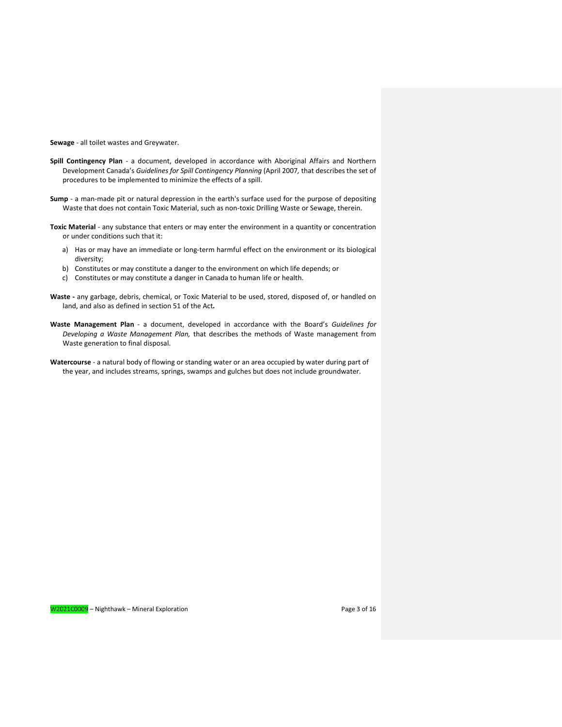**Sewage** - all toilet wastes and Greywater.

**Spill Contingency Plan** - a document, developed in accordance with Aboriginal Affairs and Northern Development Canada's *Guidelines for Spill Contingency Planning* (April 2007*,* that describes the set of procedures to be implemented to minimize the effects of a spill.

**Sump** - a man-made pit or natural depression in the earth's surface used for the purpose of depositing Waste that does not contain Toxic Material, such as non-toxic Drilling Waste or Sewage, therein.

**Toxic Material** - any substance that enters or may enter the environment in a quantity or concentration or under conditions such that it:

a) Has or may have an immediate or long-term harmful effect on the environment or its biological diversity;
b) Constitutes or may constitute a danger to the environment on which life depends; or
c) Constitutes or may constitute a danger in Canada to human life or health.

**Waste -** any garbage, debris, chemical, or Toxic Material to be used, stored, disposed of, or handled on land, and also as defined in section 51 of the Act**.**

**Waste Management Plan** - a document, developed in accordance with the Board's *Guidelines for Developing a Waste Management Plan,* that describes the methods of Waste management from Waste generation to final disposal.

**Watercourse** - a natural body of flowing or standing water or an area occupied by water during part of the year, and includes streams, springs, swamps and gulches but does not include groundwater.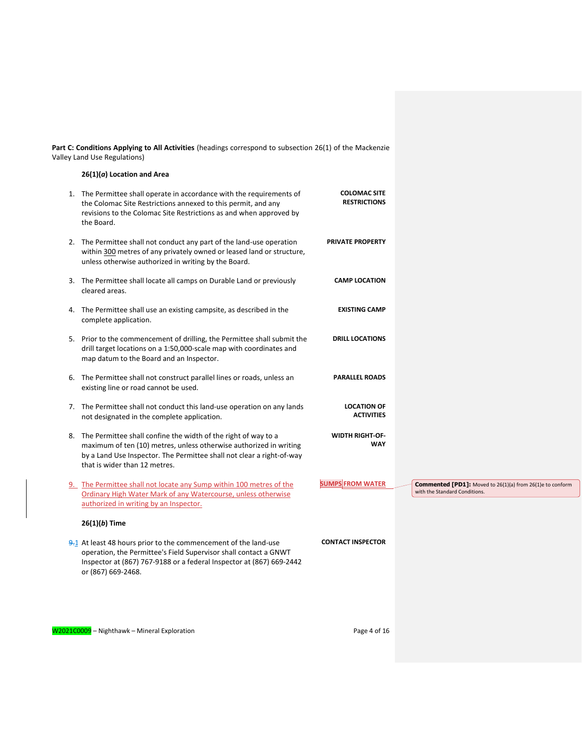**Part C: Conditions Applying to All Activities** (headings correspond to subsection 26(1) of the Mackenzie Valley Land Use Regulations)

**26(1)(*a*) Location and Area**

1. The Permittee shall operate in accordance with the requirements of the Colomac Site Restrictions annexed to this permit, and any revisions to the Colomac Site Restrictions as and when approved by the Board. **COLOMAC SITE RESTRICTIONS**

2. The Permittee shall not conduct any part of the land-use operation within 300 metres of any privately owned or leased land or structure, unless otherwise authorized in writing by the Board. **PRIVATE PROPERTY**

3. The Permittee shall locate all camps on Durable Land or previously cleared areas. **CAMP LOCATION**

4. The Permittee shall use an existing campsite, as described in the complete application. **EXISTING CAMP**

5. Prior to the commencement of drilling, the Permittee shall submit the drill target locations on a 1:50,000-scale map with coordinates and map datum to the Board and an Inspector. **DRILL LOCATIONS**

6. The Permittee shall not construct parallel lines or roads, unless an existing line or road cannot be used. **PARALLEL ROADS**

7. The Permittee shall not conduct this land-use operation on any lands not designated in the complete application. **LOCATION OF ACTIVITIES**

8. The Permittee shall confine the width of the right of way to a maximum of ten (10) metres, unless otherwise authorized in writing by a Land Use Inspector. The Permittee shall not clear a right-of-way that is wider than 12 metres. **WIDTH RIGHT-OF-WAY**

9. The Permittee shall not locate any Sump within 100 metres of the Ordinary High Water Mark of any Watercourse, unless otherwise authorized in writing by an Inspector. **SUMPS FROM WATER**

> **Commented [PD1]:** Moved to 26(1)(a) from 26(1)e to conform with the Standard Conditions.

**26(1)(*b*) Time**

~~9.~~1 At least 48 hours prior to the commencement of the land-use operation, the Permittee's Field Supervisor shall contact a GNWT Inspector at (867) 767-9188 or a federal Inspector at (867) 669-2442 or (867) 669-2468. **CONTACT INSPECTOR**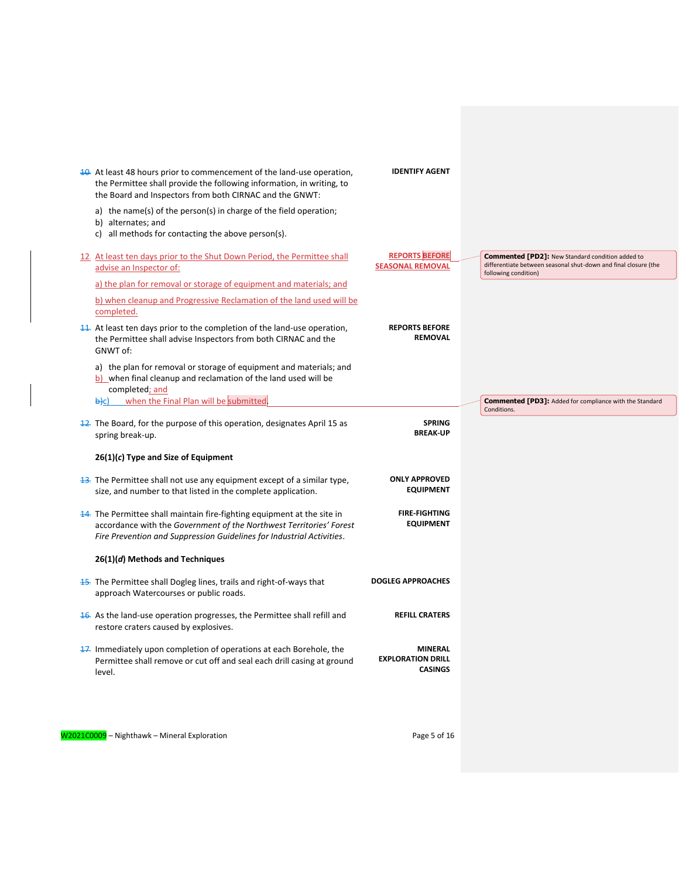10. At least 48 hours prior to commencement of the land-use operation, the Permittee shall provide the following information, in writing, to the Board and Inspectors from both CIRNAC and the GNWT: **IDENTIFY AGENT**

    a) the name(s) of the person(s) in charge of the field operation;
    b) alternates; and
    c) all methods for contacting the above person(s).

12. At least ten days prior to the Shut Down Period, the Permittee shall advise an Inspector of: **REPORTS BEFORE SEASONAL REMOVAL**

    a) the plan for removal or storage of equipment and materials; and

    b) when cleanup and Progressive Reclamation of the land used will be completed.

> **Commented [PD2]:** New Standard condition added to differentiate between seasonal shut-down and final closure (the following condition)

11. At least ten days prior to the completion of the land-use operation, the Permittee shall advise Inspectors from both CIRNAC and the GNWT of: **REPORTS BEFORE REMOVAL**

    a) the plan for removal or storage of equipment and materials; and
    b) when final cleanup and reclamation of the land used will be completed; and
    c) when the Final Plan will be submitted.

> **Commented [PD3]:** Added for compliance with the Standard Conditions.

12. The Board, for the purpose of this operation, designates April 15 as spring break-up. **SPRING BREAK-UP**

**26(1)(*c*) Type and Size of Equipment**

13. The Permittee shall not use any equipment except of a similar type, size, and number to that listed in the complete application. **ONLY APPROVED EQUIPMENT**

14. The Permittee shall maintain fire-fighting equipment at the site in accordance with the *Government of the Northwest Territories' Forest Fire Prevention and Suppression Guidelines for Industrial Activities*. **FIRE-FIGHTING EQUIPMENT**

**26(1)(*d*) Methods and Techniques**

15. The Permittee shall Dogleg lines, trails and right-of-ways that approach Watercourses or public roads. **DOGLEG APPROACHES**

16. As the land-use operation progresses, the Permittee shall refill and restore craters caused by explosives. **REFILL CRATERS**

17. Immediately upon completion of operations at each Borehole, the Permittee shall remove or cut off and seal each drill casing at ground level. **MINERAL EXPLORATION DRILL CASINGS**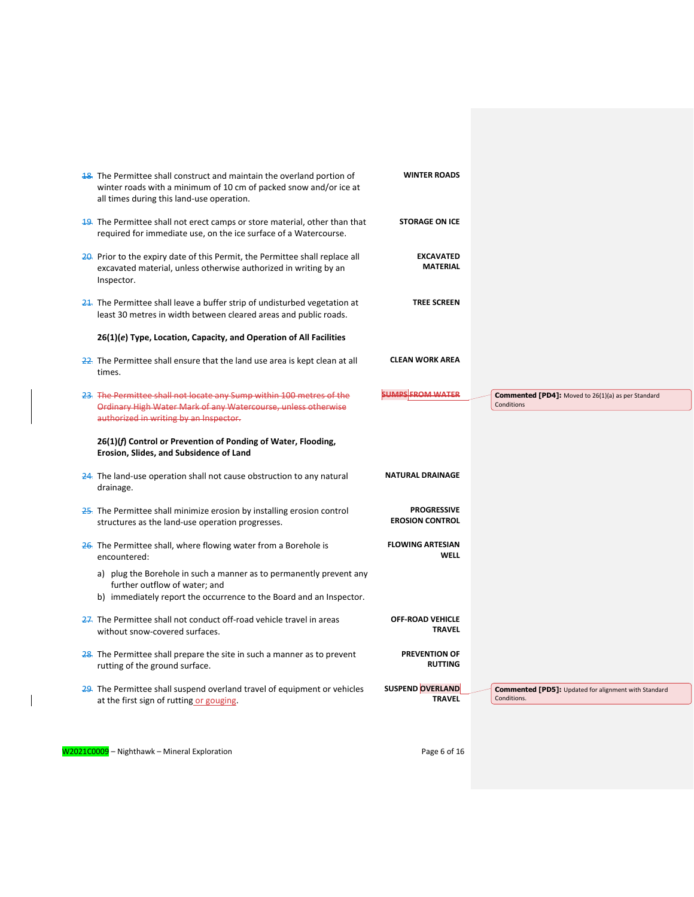18. The Permittee shall construct and maintain the overland portion of winter roads with a minimum of 10 cm of packed snow and/or ice at all times during this land-use operation. **WINTER ROADS**

19. The Permittee shall not erect camps or store material, other than that required for immediate use, on the ice surface of a Watercourse. **STORAGE ON ICE**

20. Prior to the expiry date of this Permit, the Permittee shall replace all excavated material, unless otherwise authorized in writing by an Inspector. **EXCAVATED MATERIAL**

21. The Permittee shall leave a buffer strip of undisturbed vegetation at least 30 metres in width between cleared areas and public roads. **TREE SCREEN**

**26(1)(*e*) Type, Location, Capacity, and Operation of All Facilities**

22. The Permittee shall ensure that the land use area is kept clean at all times. **CLEAN WORK AREA**

23. ~~The Permittee shall not locate any Sump within 100 metres of the Ordinary High Water Mark of any Watercourse, unless otherwise authorized in writing by an Inspector.~~ ~~**SUMPS FROM WATER**~~

> **Commented [PD4]:** Moved to 26(1)(a) as per Standard Conditions

**26(1)(*f*) Control or Prevention of Ponding of Water, Flooding, Erosion, Slides, and Subsidence of Land**

24. The land-use operation shall not cause obstruction to any natural drainage. **NATURAL DRAINAGE**

25. The Permittee shall minimize erosion by installing erosion control structures as the land-use operation progresses. **PROGRESSIVE EROSION CONTROL**

26. The Permittee shall, where flowing water from a Borehole is encountered: **FLOWING ARTESIAN WELL**
    a) plug the Borehole in such a manner as to permanently prevent any further outflow of water; and
    b) immediately report the occurrence to the Board and an Inspector.

27. The Permittee shall not conduct off-road vehicle travel in areas without snow-covered surfaces. **OFF-ROAD VEHICLE TRAVEL**

28. The Permittee shall prepare the site in such a manner as to prevent rutting of the ground surface. **PREVENTION OF RUTTING**

29. The Permittee shall suspend overland travel of equipment or vehicles at the first sign of rutting or gouging. **SUSPEND OVERLAND TRAVEL**

> **Commented [PD5]:** Updated for alignment with Standard Conditions.

W2021C0009 – Nighthawk – Mineral Exploration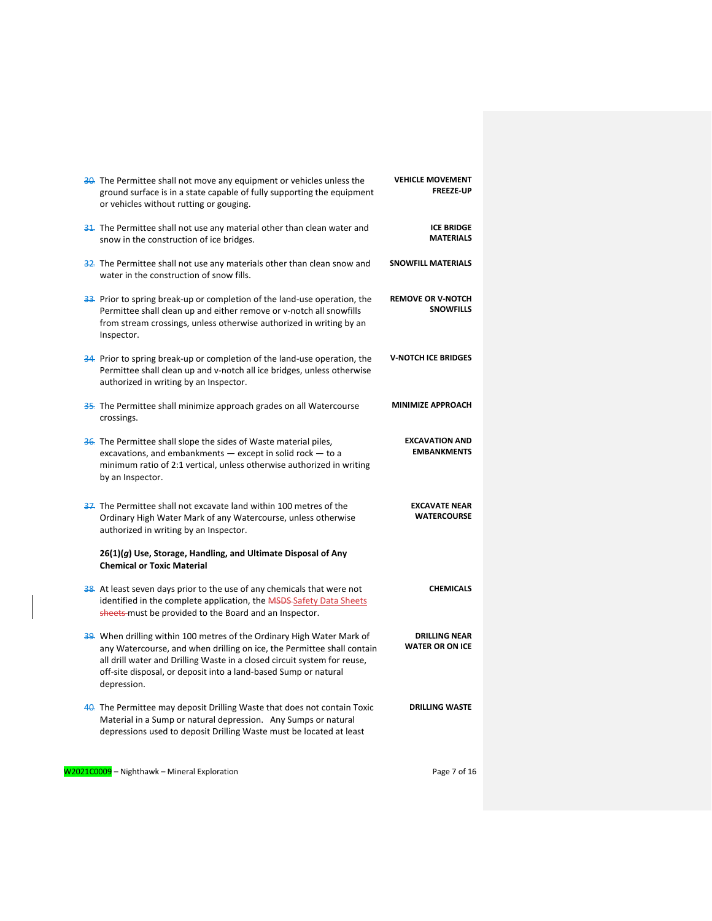30. The Permittee shall not move any equipment or vehicles unless the ground surface is in a state capable of fully supporting the equipment or vehicles without rutting or gouging. **VEHICLE MOVEMENT FREEZE-UP**

31. The Permittee shall not use any material other than clean water and snow in the construction of ice bridges. **ICE BRIDGE MATERIALS**

32. The Permittee shall not use any materials other than clean snow and water in the construction of snow fills. **SNOWFILL MATERIALS**

33. Prior to spring break-up or completion of the land-use operation, the Permittee shall clean up and either remove or v-notch all snowfills from stream crossings, unless otherwise authorized in writing by an Inspector. **REMOVE OR V-NOTCH SNOWFILLS**

34. Prior to spring break-up or completion of the land-use operation, the Permittee shall clean up and v-notch all ice bridges, unless otherwise authorized in writing by an Inspector. **V-NOTCH ICE BRIDGES**

35. The Permittee shall minimize approach grades on all Watercourse crossings. **MINIMIZE APPROACH**

36. The Permittee shall slope the sides of Waste material piles, excavations, and embankments — except in solid rock — to a minimum ratio of 2:1 vertical, unless otherwise authorized in writing by an Inspector. **EXCAVATION AND EMBANKMENTS**

37. The Permittee shall not excavate land within 100 metres of the Ordinary High Water Mark of any Watercourse, unless otherwise authorized in writing by an Inspector. **EXCAVATE NEAR WATERCOURSE**

**26(1)(*g*) Use, Storage, Handling, and Ultimate Disposal of Any Chemical or Toxic Material**

38. At least seven days prior to the use of any chemicals that were not identified in the complete application, the ~~MSDS~~ Safety Data Sheets ~~sheets~~ must be provided to the Board and an Inspector. **CHEMICALS**

39. When drilling within 100 metres of the Ordinary High Water Mark of any Watercourse, and when drilling on ice, the Permittee shall contain all drill water and Drilling Waste in a closed circuit system for reuse, off-site disposal, or deposit into a land-based Sump or natural depression. **DRILLING NEAR WATER OR ON ICE**

40. The Permittee may deposit Drilling Waste that does not contain Toxic Material in a Sump or natural depression. Any Sumps or natural depressions used to deposit Drilling Waste must be located at least **DRILLING WASTE**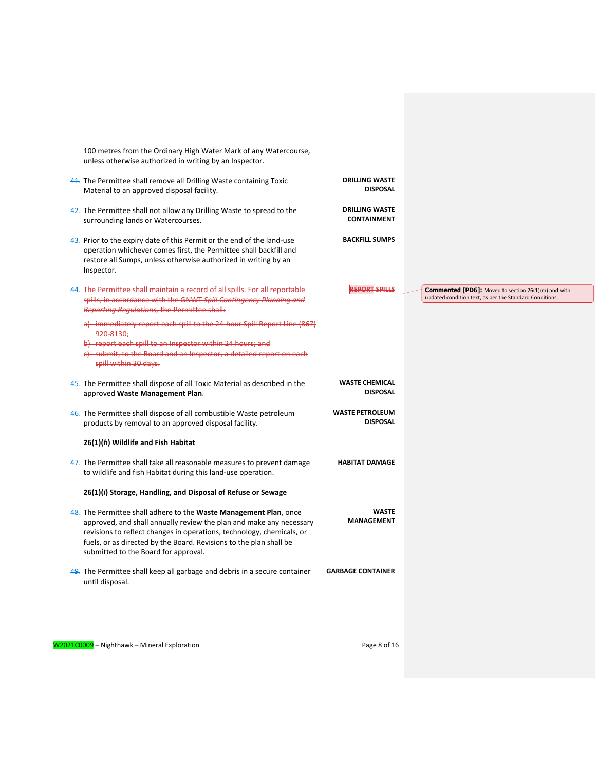100 metres from the Ordinary High Water Mark of any Watercourse, unless otherwise authorized in writing by an Inspector.

41. The Permittee shall remove all Drilling Waste containing Toxic Material to an approved disposal facility. **DRILLING WASTE DISPOSAL**

42. The Permittee shall not allow any Drilling Waste to spread to the surrounding lands or Watercourses. **DRILLING WASTE CONTAINMENT**

43. Prior to the expiry date of this Permit or the end of the land-use operation whichever comes first, the Permittee shall backfill and restore all Sumps, unless otherwise authorized in writing by an Inspector. **BACKFILL SUMPS**

44. ~~The Permittee shall maintain a record of all spills. For all reportable spills, in accordance with the GNWT *Spill Contingency Planning and Reporting Regulations*, the Permittee shall:~~ **~~REPORT~~ ~~SPILLS~~**

~~a) immediately report each spill to the 24-hour Spill Report Line (867) 920-8130;~~

~~b) report each spill to an Inspector within 24 hours; and~~

~~c) submit, to the Board and an Inspector, a detailed report on each spill within 30 days.~~

> **Commented [PD6]:** Moved to section 26(1)(m) and with updated condition text, as per the Standard Conditions.

45. The Permittee shall dispose of all Toxic Material as described in the approved **Waste Management Plan**. **WASTE CHEMICAL DISPOSAL**

46. The Permittee shall dispose of all combustible Waste petroleum products by removal to an approved disposal facility. **WASTE PETROLEUM DISPOSAL**

### 26(1)(*h*) Wildlife and Fish Habitat

47. The Permittee shall take all reasonable measures to prevent damage to wildlife and fish Habitat during this land-use operation. **HABITAT DAMAGE**

### 26(1)(*i*) Storage, Handling, and Disposal of Refuse or Sewage

48. The Permittee shall adhere to the **Waste Management Plan**, once approved, and shall annually review the plan and make any necessary revisions to reflect changes in operations, technology, chemicals, or fuels, or as directed by the Board. Revisions to the plan shall be submitted to the Board for approval. **WASTE MANAGEMENT**

49. The Permittee shall keep all garbage and debris in a secure container until disposal. **GARBAGE CONTAINER**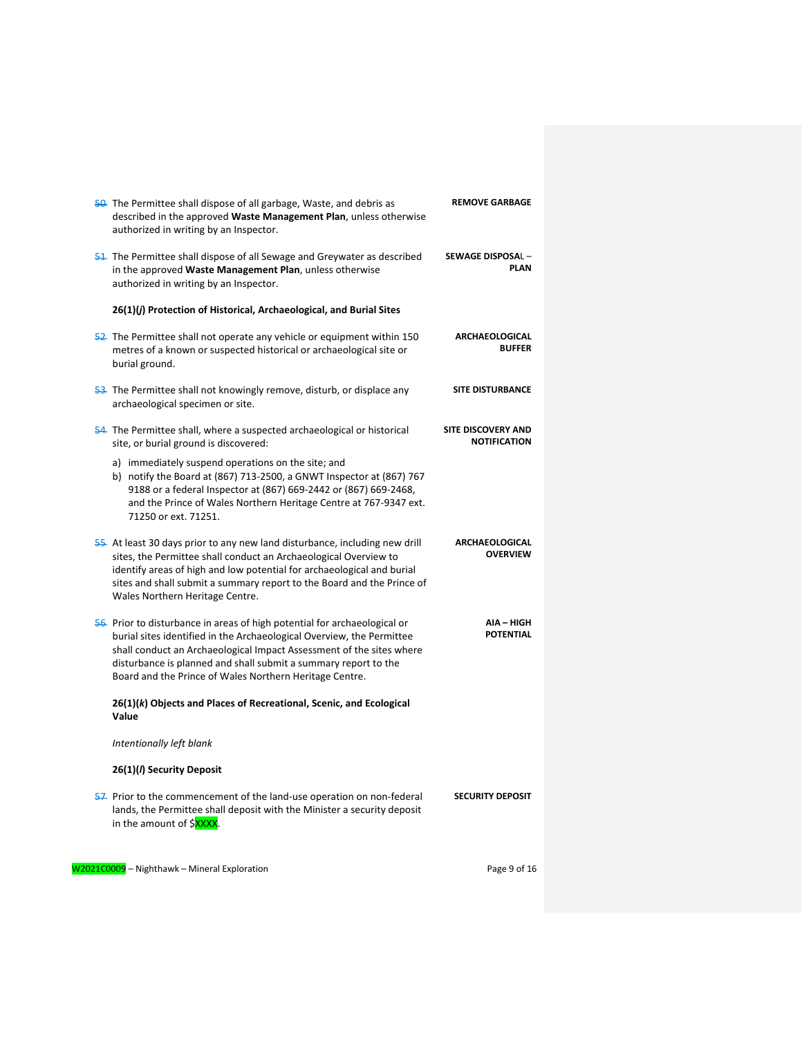50. The Permittee shall dispose of all garbage, Waste, and debris as described in the approved **Waste Management Plan**, unless otherwise authorized in writing by an Inspector. **REMOVE GARBAGE**

51. The Permittee shall dispose of all Sewage and Greywater as described in the approved **Waste Management Plan**, unless otherwise authorized in writing by an Inspector. **SEWAGE DISPOSAL – PLAN**

**26(1)(*j*) Protection of Historical, Archaeological, and Burial Sites**

52. The Permittee shall not operate any vehicle or equipment within 150 metres of a known or suspected historical or archaeological site or burial ground. **ARCHAEOLOGICAL BUFFER**

53. The Permittee shall not knowingly remove, disturb, or displace any archaeological specimen or site. **SITE DISTURBANCE**

54. The Permittee shall, where a suspected archaeological or historical site, or burial ground is discovered: **SITE DISCOVERY AND NOTIFICATION**

    a) immediately suspend operations on the site; and
    b) notify the Board at (867) 713-2500, a GNWT Inspector at (867) 767 9188 or a federal Inspector at (867) 669-2442 or (867) 669-2468, and the Prince of Wales Northern Heritage Centre at 767-9347 ext. 71250 or ext. 71251.

55. At least 30 days prior to any new land disturbance, including new drill sites, the Permittee shall conduct an Archaeological Overview to identify areas of high and low potential for archaeological and burial sites and shall submit a summary report to the Board and the Prince of Wales Northern Heritage Centre. **ARCHAEOLOGICAL OVERVIEW**

56. Prior to disturbance in areas of high potential for archaeological or burial sites identified in the Archaeological Overview, the Permittee shall conduct an Archaeological Impact Assessment of the sites where disturbance is planned and shall submit a summary report to the Board and the Prince of Wales Northern Heritage Centre. **AIA – HIGH POTENTIAL**

**26(1)(*k*) Objects and Places of Recreational, Scenic, and Ecological Value**

*Intentionally left blank*

**26(1)(*l*) Security Deposit**

57. Prior to the commencement of the land-use operation on non-federal lands, the Permittee shall deposit with the Minister a security deposit in the amount of $XXXX. **SECURITY DEPOSIT**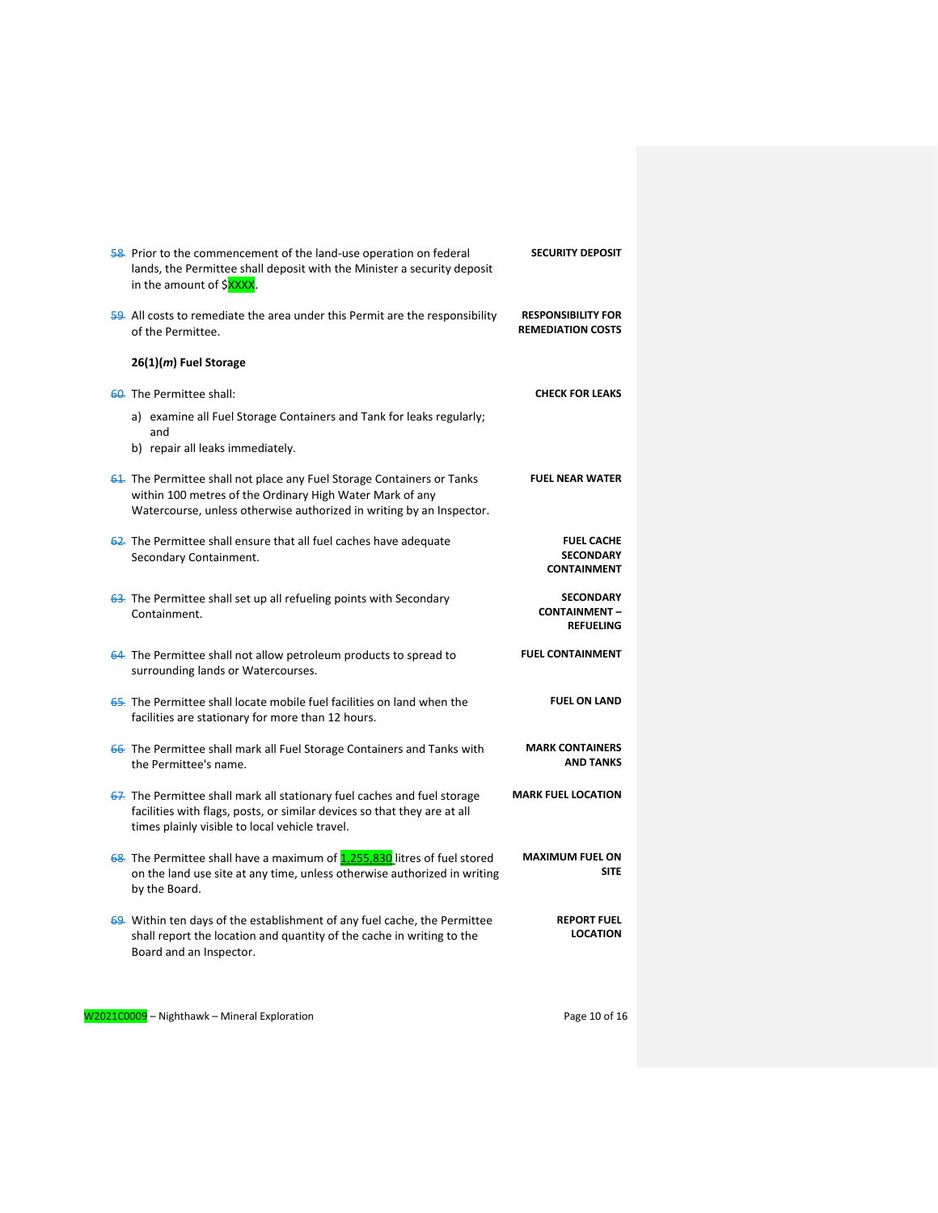58. Prior to the commencement of the land-use operation on federal lands, the Permittee shall deposit with the Minister a security deposit in the amount of $XXXX. **SECURITY DEPOSIT**

59. All costs to remediate the area under this Permit are the responsibility of the Permittee. **RESPONSIBILITY FOR REMEDIATION COSTS**

**26(1)(*m*) Fuel Storage**

60. The Permittee shall: **CHECK FOR LEAKS**

    a) examine all Fuel Storage Containers and Tank for leaks regularly; and
    b) repair all leaks immediately.

61. The Permittee shall not place any Fuel Storage Containers or Tanks within 100 metres of the Ordinary High Water Mark of any Watercourse, unless otherwise authorized in writing by an Inspector. **FUEL NEAR WATER**

62. The Permittee shall ensure that all fuel caches have adequate Secondary Containment. **FUEL CACHE SECONDARY CONTAINMENT**

63. The Permittee shall set up all refueling points with Secondary Containment. **SECONDARY CONTAINMENT – REFUELING**

64. The Permittee shall not allow petroleum products to spread to surrounding lands or Watercourses. **FUEL CONTAINMENT**

65. The Permittee shall locate mobile fuel facilities on land when the facilities are stationary for more than 12 hours. **FUEL ON LAND**

66. The Permittee shall mark all Fuel Storage Containers and Tanks with the Permittee's name. **MARK CONTAINERS AND TANKS**

67. The Permittee shall mark all stationary fuel caches and fuel storage facilities with flags, posts, or similar devices so that they are at all times plainly visible to local vehicle travel. **MARK FUEL LOCATION**

68. The Permittee shall have a maximum of 1,255,830 litres of fuel stored on the land use site at any time, unless otherwise authorized in writing by the Board. **MAXIMUM FUEL ON SITE**

69. Within ten days of the establishment of any fuel cache, the Permittee shall report the location and quantity of the cache in writing to the Board and an Inspector. **REPORT FUEL LOCATION**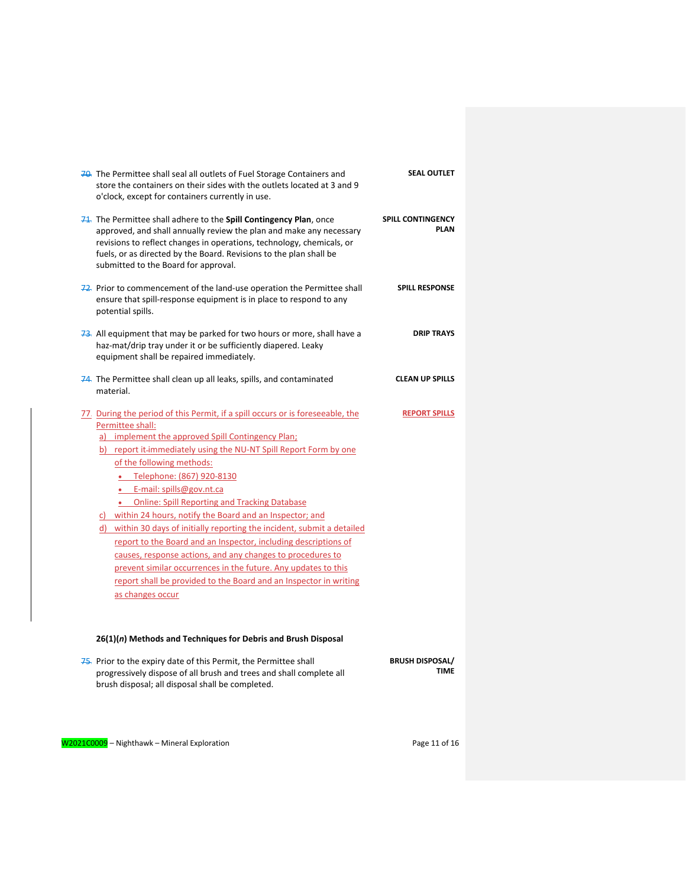70. The Permittee shall seal all outlets of Fuel Storage Containers and store the containers on their sides with the outlets located at 3 and 9 o'clock, except for containers currently in use. **SEAL OUTLET**

71. The Permittee shall adhere to the **Spill Contingency Plan**, once approved, and shall annually review the plan and make any necessary revisions to reflect changes in operations, technology, chemicals, or fuels, or as directed by the Board. Revisions to the plan shall be submitted to the Board for approval. **SPILL CONTINGENCY PLAN**

72. Prior to commencement of the land-use operation the Permittee shall ensure that spill-response equipment is in place to respond to any potential spills. **SPILL RESPONSE**

73. All equipment that may be parked for two hours or more, shall have a haz-mat/drip tray under it or be sufficiently diapered. Leaky equipment shall be repaired immediately. **DRIP TRAYS**

74. The Permittee shall clean up all leaks, spills, and contaminated material. **CLEAN UP SPILLS**

77. During the period of this Permit, if a spill occurs or is foreseeable, the Permittee shall: **REPORT SPILLS**
   a) implement the approved Spill Contingency Plan;
   b) report it immediately using the NU-NT Spill Report Form by one of the following methods:
      - Telephone: (867) 920-8130
      - E-mail: spills@gov.nt.ca
      - Online: Spill Reporting and Tracking Database
   c) within 24 hours, notify the Board and an Inspector; and
   d) within 30 days of initially reporting the incident, submit a detailed report to the Board and an Inspector, including descriptions of causes, response actions, and any changes to procedures to prevent similar occurrences in the future. Any updates to this report shall be provided to the Board and an Inspector in writing as changes occur

### 26(1)(*n*) Methods and Techniques for Debris and Brush Disposal

75. Prior to the expiry date of this Permit, the Permittee shall progressively dispose of all brush and trees and shall complete all brush disposal; all disposal shall be completed. **BRUSH DISPOSAL/ TIME**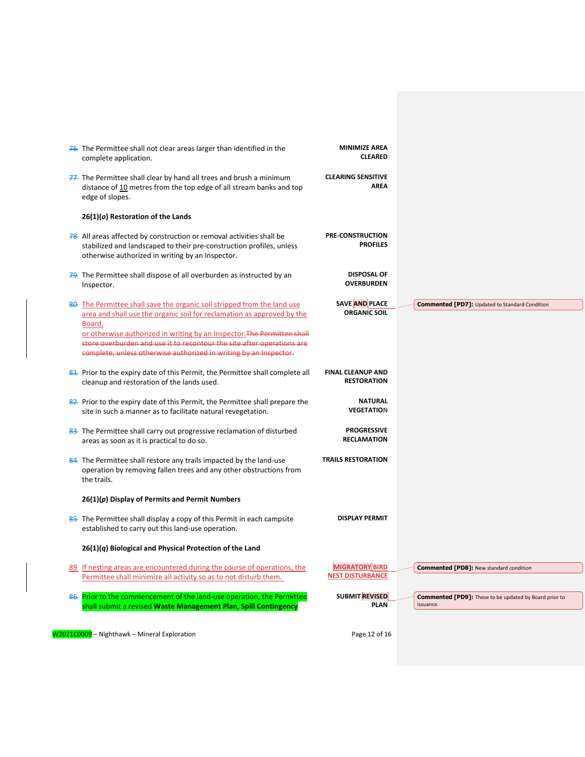76. The Permittee shall not clear areas larger than identified in the complete application. **MINIMIZE AREA CLEARED**

77. The Permittee shall clear by hand all trees and brush a minimum distance of 10 metres from the top edge of all stream banks and top edge of slopes. **CLEARING SENSITIVE AREA**

**26(1)(*o*) Restoration of the Lands**

78. All areas affected by construction or removal activities shall be stabilized and landscaped to their pre-construction profiles, unless otherwise authorized in writing by an Inspector. **PRE-CONSTRUCTION PROFILES**

79. The Permittee shall dispose of all overburden as instructed by an Inspector. **DISPOSAL OF OVERBURDEN**

80. The Permittee shall save the organic soil stripped from the land use area and shall use the organic soil for reclamation as approved by the Board, or otherwise authorized in writing by an Inspector. ~~The Permittee shall store overburden and use it to recontour the site after operations are complete, unless otherwise authorized in writing by an Inspector.~~ **SAVE AND PLACE ORGANIC SOIL**

> Commented [PD7]: Updated to Standard Condition

81. Prior to the expiry date of this Permit, the Permittee shall complete all cleanup and restoration of the lands used. **FINAL CLEANUP AND RESTORATION**

82. Prior to the expiry date of this Permit, the Permittee shall prepare the site in such a manner as to facilitate natural revegetation. **NATURAL VEGETATION**

83. The Permittee shall carry out progressive reclamation of disturbed areas as soon as it is practical to do so. **PROGRESSIVE RECLAMATION**

84. The Permittee shall restore any trails impacted by the land-use operation by removing fallen trees and any other obstructions from the trails. **TRAILS RESTORATION**

**26(1)(*p*) Display of Permits and Permit Numbers**

85. The Permittee shall display a copy of this Permit in each campsite established to carry out this land-use operation. **DISPLAY PERMIT**

**26(1)(*q*) Biological and Physical Protection of the Land**

89. If nesting areas are encountered during the course of operations, the Permittee shall minimize all activity so as to not disturb them. **MIGRATORY BIRD NEST DISTURBANCE**

> Commented [PD8]: New standard condition

86. Prior to the commencement of the land-use operation, the Permittee shall submit a revised **Waste Management Plan, Spill Contingency** **SUBMIT REVISED PLAN**

> Commented [PD9]: These to be updated by Board prior to issuance.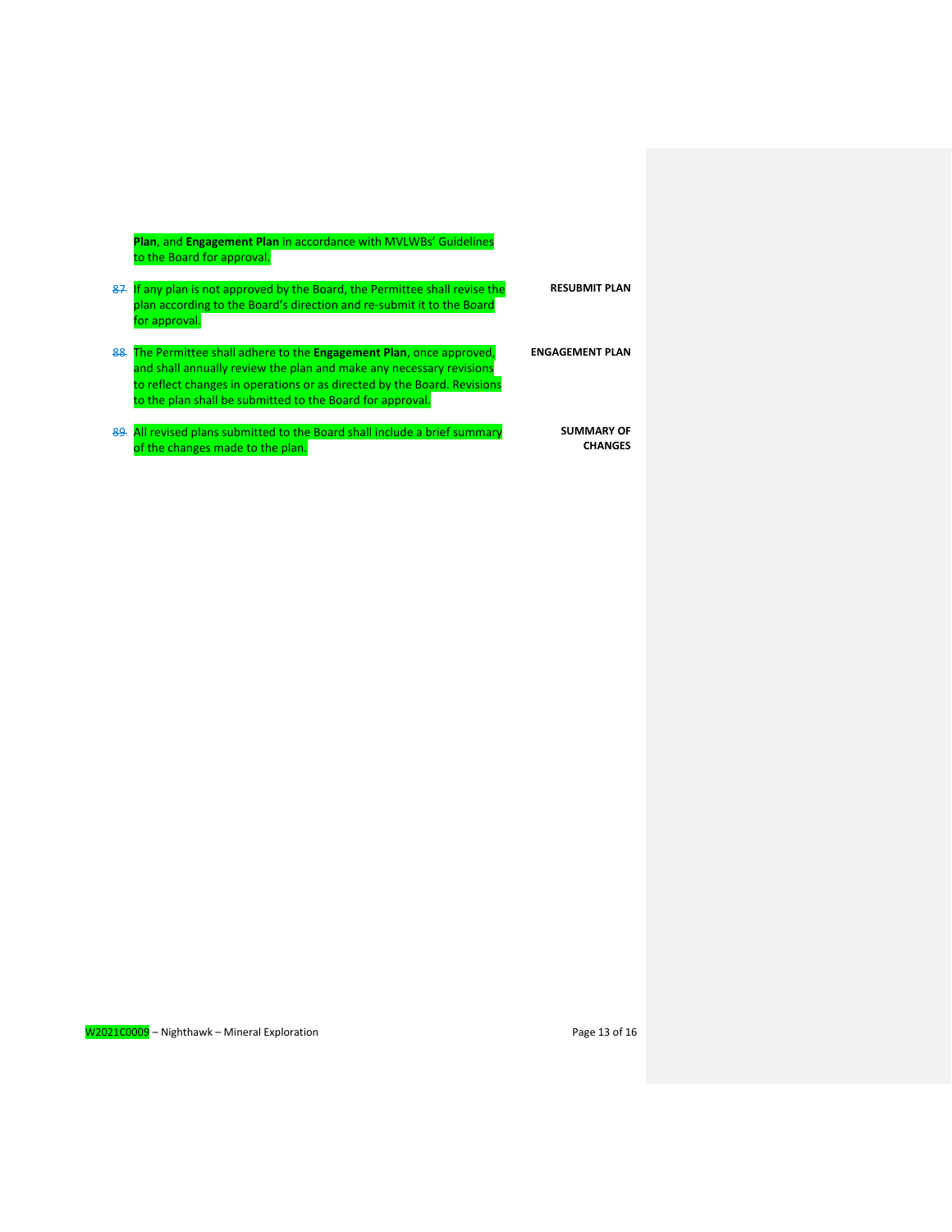**Plan**, and **Engagement Plan** in accordance with MVLWBs' Guidelines to the Board for approval.

87. If any plan is not approved by the Board, the Permittee shall revise the plan according to the Board's direction and re-submit it to the Board for approval. — **RESUBMIT PLAN**

88. The Permittee shall adhere to the **Engagement Plan**, once approved, and shall annually review the plan and make any necessary revisions to reflect changes in operations or as directed by the Board. Revisions to the plan shall be submitted to the Board for approval. — **ENGAGEMENT PLAN**

89. All revised plans submitted to the Board shall include a brief summary of the changes made to the plan. — **SUMMARY OF CHANGES**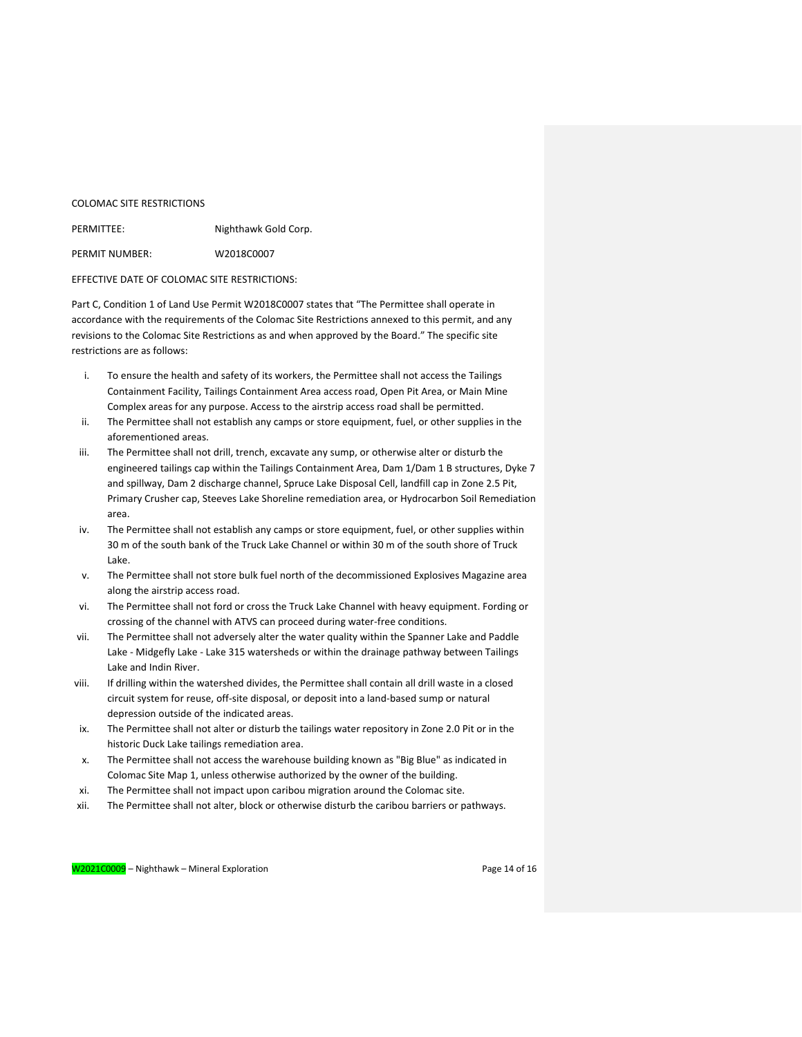COLOMAC SITE RESTRICTIONS

PERMITTEE: Nighthawk Gold Corp.

PERMIT NUMBER: W2018C0007

EFFECTIVE DATE OF COLOMAC SITE RESTRICTIONS:

Part C, Condition 1 of Land Use Permit W2018C0007 states that "The Permittee shall operate in accordance with the requirements of the Colomac Site Restrictions annexed to this permit, and any revisions to the Colomac Site Restrictions as and when approved by the Board." The specific site restrictions are as follows:

i. To ensure the health and safety of its workers, the Permittee shall not access the Tailings Containment Facility, Tailings Containment Area access road, Open Pit Area, or Main Mine Complex areas for any purpose. Access to the airstrip access road shall be permitted.

ii. The Permittee shall not establish any camps or store equipment, fuel, or other supplies in the aforementioned areas.

iii. The Permittee shall not drill, trench, excavate any sump, or otherwise alter or disturb the engineered tailings cap within the Tailings Containment Area, Dam 1/Dam 1 B structures, Dyke 7 and spillway, Dam 2 discharge channel, Spruce Lake Disposal Cell, landfill cap in Zone 2.5 Pit, Primary Crusher cap, Steeves Lake Shoreline remediation area, or Hydrocarbon Soil Remediation area.

iv. The Permittee shall not establish any camps or store equipment, fuel, or other supplies within 30 m of the south bank of the Truck Lake Channel or within 30 m of the south shore of Truck Lake.

v. The Permittee shall not store bulk fuel north of the decommissioned Explosives Magazine area along the airstrip access road.

vi. The Permittee shall not ford or cross the Truck Lake Channel with heavy equipment. Fording or crossing of the channel with ATVS can proceed during water-free conditions.

vii. The Permittee shall not adversely alter the water quality within the Spanner Lake and Paddle Lake - Midgefly Lake - Lake 315 watersheds or within the drainage pathway between Tailings Lake and Indin River.

viii. If drilling within the watershed divides, the Permittee shall contain all drill waste in a closed circuit system for reuse, off-site disposal, or deposit into a land-based sump or natural depression outside of the indicated areas.

ix. The Permittee shall not alter or disturb the tailings water repository in Zone 2.0 Pit or in the historic Duck Lake tailings remediation area.

x. The Permittee shall not access the warehouse building known as "Big Blue" as indicated in Colomac Site Map 1, unless otherwise authorized by the owner of the building.

xi. The Permittee shall not impact upon caribou migration around the Colomac site.

xii. The Permittee shall not alter, block or otherwise disturb the caribou barriers or pathways.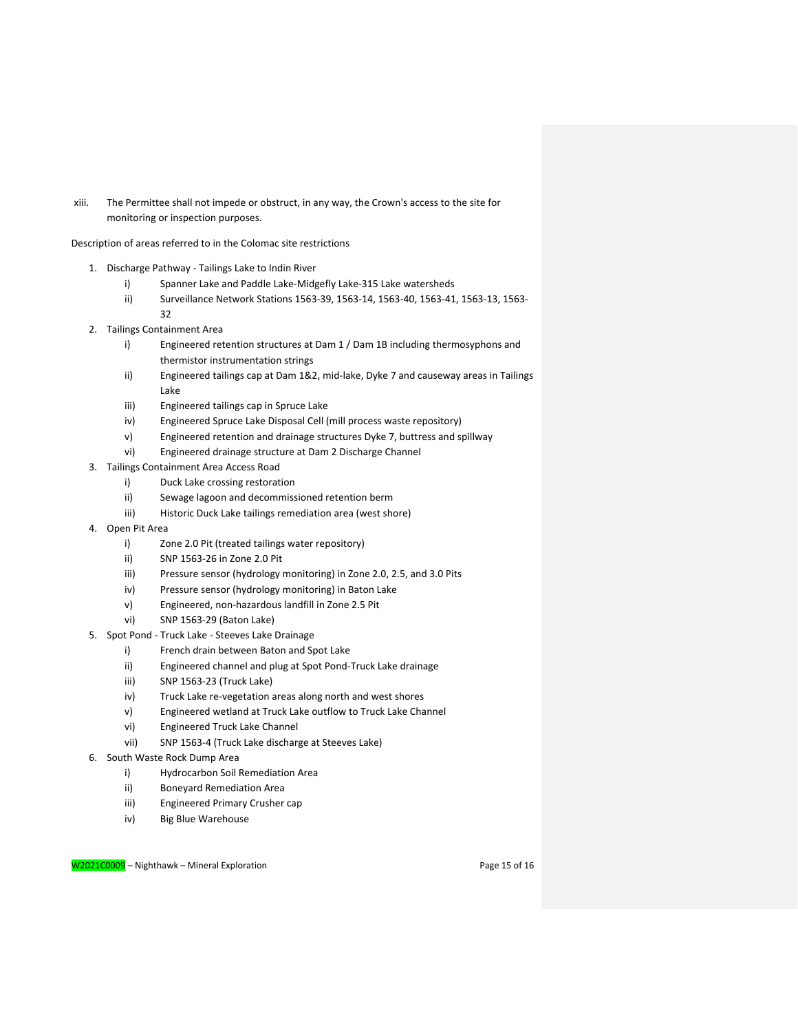xiii. The Permittee shall not impede or obstruct, in any way, the Crown's access to the site for monitoring or inspection purposes.

Description of areas referred to in the Colomac site restrictions

1. Discharge Pathway - Tailings Lake to Indin River
   - i) Spanner Lake and Paddle Lake-Midgefly Lake-315 Lake watersheds
   - ii) Surveillance Network Stations 1563-39, 1563-14, 1563-40, 1563-41, 1563-13, 1563-32
2. Tailings Containment Area
   - i) Engineered retention structures at Dam 1 / Dam 1B including thermosyphons and thermistor instrumentation strings
   - ii) Engineered tailings cap at Dam 1&2, mid-lake, Dyke 7 and causeway areas in Tailings Lake
   - iii) Engineered tailings cap in Spruce Lake
   - iv) Engineered Spruce Lake Disposal Cell (mill process waste repository)
   - v) Engineered retention and drainage structures Dyke 7, buttress and spillway
   - vi) Engineered drainage structure at Dam 2 Discharge Channel
3. Tailings Containment Area Access Road
   - i) Duck Lake crossing restoration
   - ii) Sewage lagoon and decommissioned retention berm
   - iii) Historic Duck Lake tailings remediation area (west shore)
4. Open Pit Area
   - i) Zone 2.0 Pit (treated tailings water repository)
   - ii) SNP 1563-26 in Zone 2.0 Pit
   - iii) Pressure sensor (hydrology monitoring) in Zone 2.0, 2.5, and 3.0 Pits
   - iv) Pressure sensor (hydrology monitoring) in Baton Lake
   - v) Engineered, non-hazardous landfill in Zone 2.5 Pit
   - vi) SNP 1563-29 (Baton Lake)
5. Spot Pond - Truck Lake - Steeves Lake Drainage
   - i) French drain between Baton and Spot Lake
   - ii) Engineered channel and plug at Spot Pond-Truck Lake drainage
   - iii) SNP 1563-23 (Truck Lake)
   - iv) Truck Lake re-vegetation areas along north and west shores
   - v) Engineered wetland at Truck Lake outflow to Truck Lake Channel
   - vi) Engineered Truck Lake Channel
   - vii) SNP 1563-4 (Truck Lake discharge at Steeves Lake)
6. South Waste Rock Dump Area
   - i) Hydrocarbon Soil Remediation Area
   - ii) Boneyard Remediation Area
   - iii) Engineered Primary Crusher cap
   - iv) Big Blue Warehouse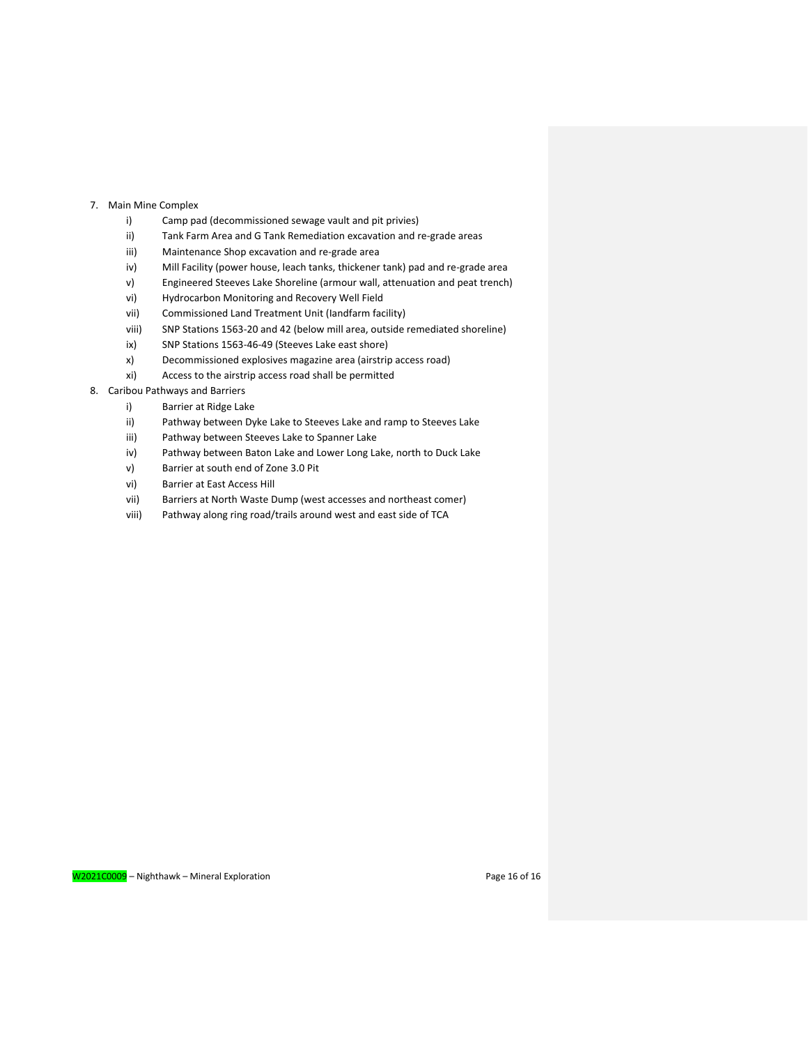7. Main Mine Complex
    i) Camp pad (decommissioned sewage vault and pit privies)
    ii) Tank Farm Area and G Tank Remediation excavation and re-grade areas
    iii) Maintenance Shop excavation and re-grade area
    iv) Mill Facility (power house, leach tanks, thickener tank) pad and re-grade area
    v) Engineered Steeves Lake Shoreline (armour wall, attenuation and peat trench)
    vi) Hydrocarbon Monitoring and Recovery Well Field
    vii) Commissioned Land Treatment Unit (landfarm facility)
    viii) SNP Stations 1563-20 and 42 (below mill area, outside remediated shoreline)
    ix) SNP Stations 1563-46-49 (Steeves Lake east shore)
    x) Decommissioned explosives magazine area (airstrip access road)
    xi) Access to the airstrip access road shall be permitted
8. Caribou Pathways and Barriers
    i) Barrier at Ridge Lake
    ii) Pathway between Dyke Lake to Steeves Lake and ramp to Steeves Lake
    iii) Pathway between Steeves Lake to Spanner Lake
    iv) Pathway between Baton Lake and Lower Long Lake, north to Duck Lake
    v) Barrier at south end of Zone 3.0 Pit
    vi) Barrier at East Access Hill
    vii) Barriers at North Waste Dump (west accesses and northeast comer)
    viii) Pathway along ring road/trails around west and east side of TCA